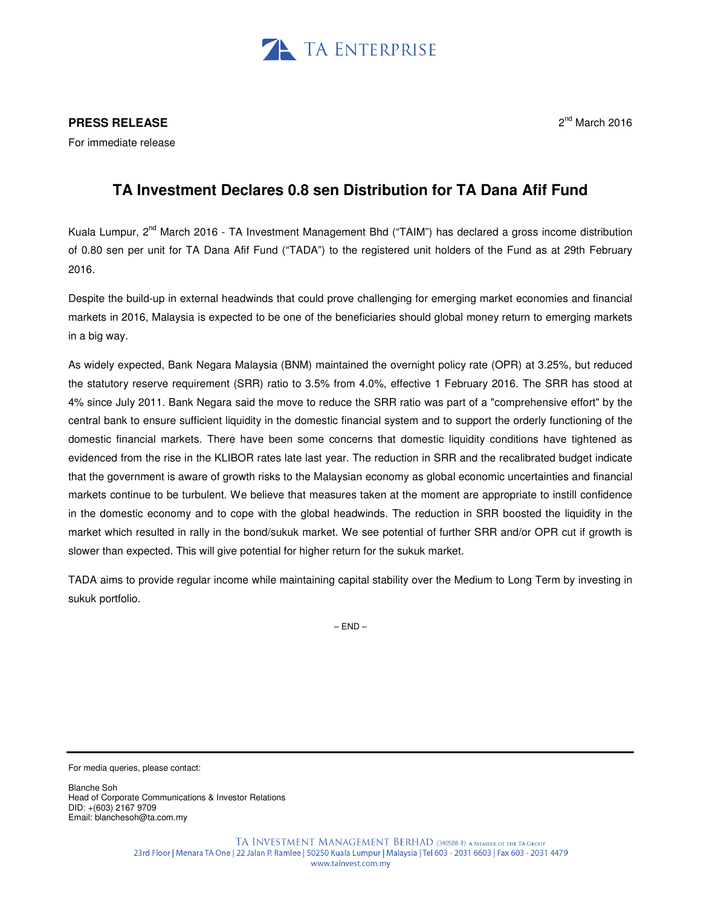TA ENTERPRISE

**PRESS RELEASE**

For immediate release

2nd March 2016

# TA Investment Declares 0.8 sen Distribution for TA Dana Afif Fund

Kuala Lumpur, 2nd March 2016 - TA Investment Management Bhd ("TAIM") has declared a gross income distribution of 0.80 sen per unit for TA Dana Afif Fund ("TADA") to the registered unit holders of the Fund as at 29th February 2016.

Despite the build-up in external headwinds that could prove challenging for emerging market economies and financial markets in 2016, Malaysia is expected to be one of the beneficiaries should global money return to emerging markets in a big way.

As widely expected, Bank Negara Malaysia (BNM) maintained the overnight policy rate (OPR) at 3.25%, but reduced the statutory reserve requirement (SRR) ratio to 3.5% from 4.0%, effective 1 February 2016. The SRR has stood at 4% since July 2011. Bank Negara said the move to reduce the SRR ratio was part of a "comprehensive effort" by the central bank to ensure sufficient liquidity in the domestic financial system and to support the orderly functioning of the domestic financial markets. There have been some concerns that domestic liquidity conditions have tightened as evidenced from the rise in the KLIBOR rates late last year. The reduction in SRR and the recalibrated budget indicate that the government is aware of growth risks to the Malaysian economy as global economic uncertainties and financial markets continue to be turbulent. We believe that measures taken at the moment are appropriate to instill confidence in the domestic economy and to cope with the global headwinds. The reduction in SRR boosted the liquidity in the market which resulted in rally in the bond/sukuk market. We see potential of further SRR and/or OPR cut if growth is slower than expected. This will give potential for higher return for the sukuk market.

TADA aims to provide regular income while maintaining capital stability over the Medium to Long Term by investing in sukuk portfolio.

– END –

For media queries, please contact:

Blanche Soh
Head of Corporate Communications & Investor Relations
DID: +(603) 2167 9709
Email: blanchesoh@ta.com.my

TA INVESTMENT MANAGEMENT BERHAD (340588-T) A MEMBER OF THE TA GROUP
23rd Floor | Menara TA One | 22 Jalan P. Ramlee | 50250 Kuala Lumpur | Malaysia | Tel 603 - 2031 6603 | Fax 603 - 2031 4479
www.tainvest.com.my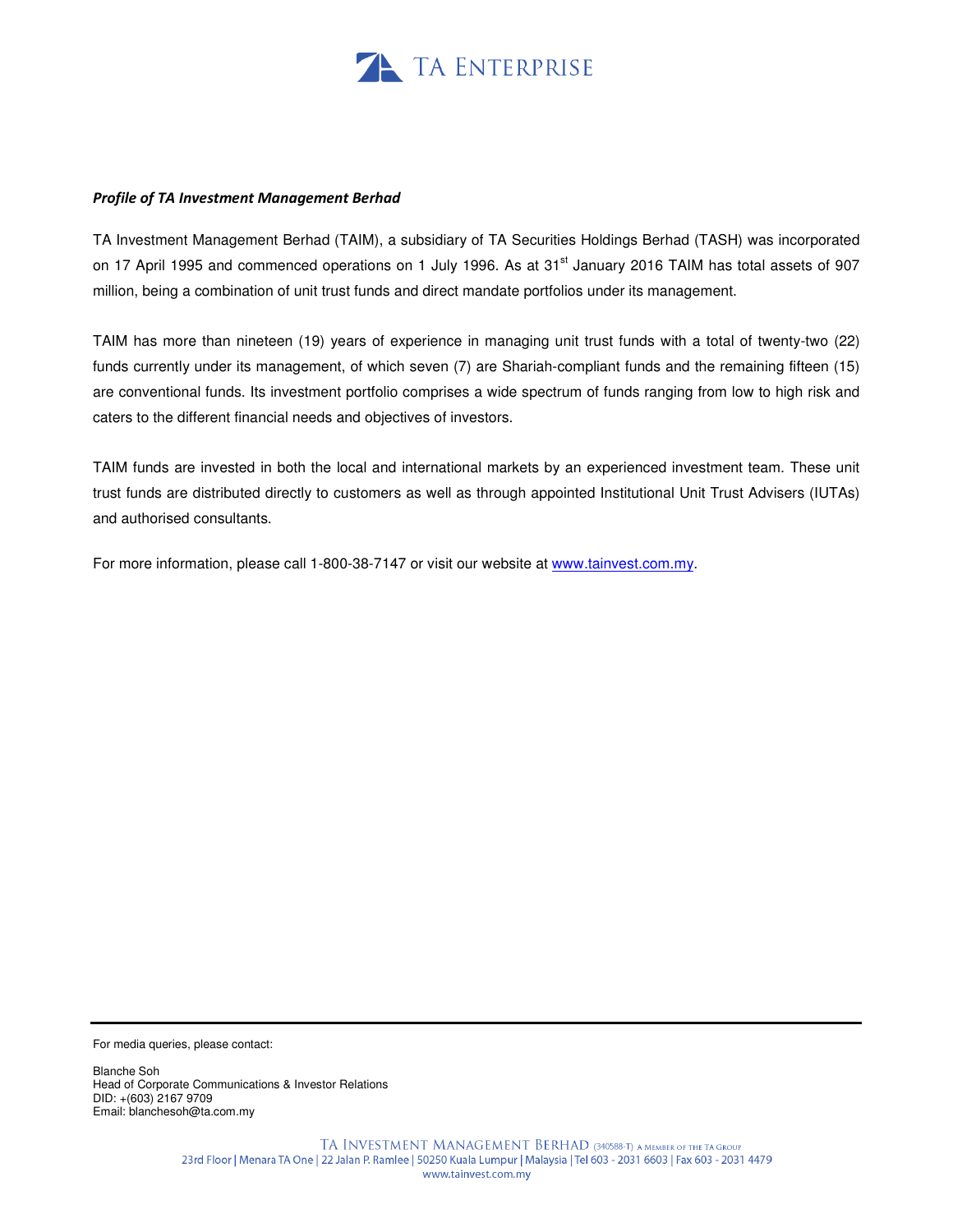***Profile of TA Investment Management Berhad***

TA Investment Management Berhad (TAIM), a subsidiary of TA Securities Holdings Berhad (TASH) was incorporated on 17 April 1995 and commenced operations on 1 July 1996. As at 31st January 2016 TAIM has total assets of 907 million, being a combination of unit trust funds and direct mandate portfolios under its management.

TAIM has more than nineteen (19) years of experience in managing unit trust funds with a total of twenty-two (22) funds currently under its management, of which seven (7) are Shariah-compliant funds and the remaining fifteen (15) are conventional funds. Its investment portfolio comprises a wide spectrum of funds ranging from low to high risk and caters to the different financial needs and objectives of investors.

TAIM funds are invested in both the local and international markets by an experienced investment team. These unit trust funds are distributed directly to customers as well as through appointed Institutional Unit Trust Advisers (IUTAs) and authorised consultants.

For more information, please call 1-800-38-7147 or visit our website at www.tainvest.com.my.

---

For media queries, please contact:

Blanche Soh
Head of Corporate Communications & Investor Relations
DID: +(603) 2167 9709
Email: blanchesoh@ta.com.my

TA INVESTMENT MANAGEMENT BERHAD (340588-T) A MEMBER OF THE TA GROUP
23rd Floor | Menara TA One | 22 Jalan P. Ramlee | 50250 Kuala Lumpur | Malaysia | Tel 603 - 2031 6603 | Fax 603 - 2031 4479
www.tainvest.com.my